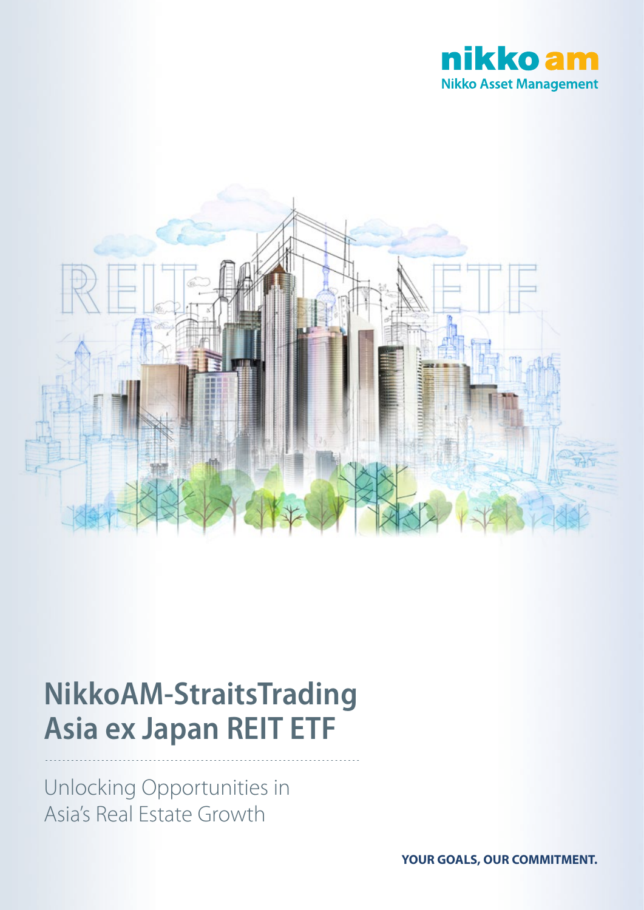nikko am

Nikko Asset Management

# NikkoAM-StraitsTrading Asia ex Japan REIT ETF

Unlocking Opportunities in Asia's Real Estate Growth

**YOUR GOALS, OUR COMMITMENT.**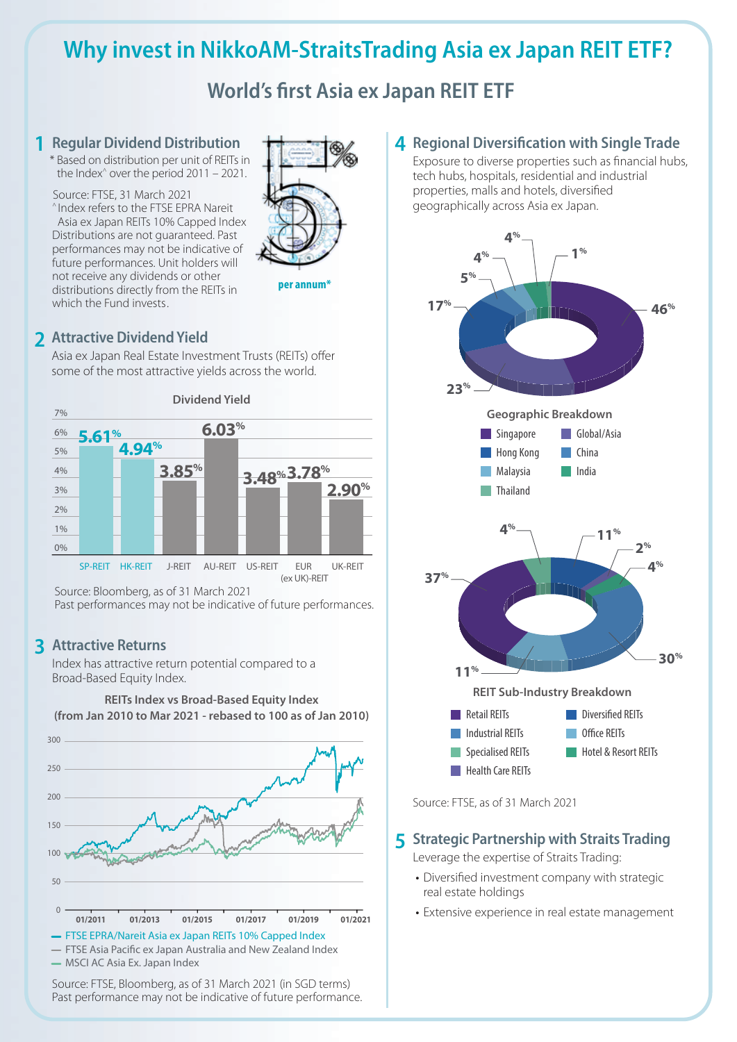# Why invest in NikkoAM-StraitsTrading Asia ex Japan REIT ETF?

## World's first Asia ex Japan REIT ETF

### 1 Regular Dividend Distribution

\* Based on distribution per unit of REITs in the Index^ over the period 2011 – 2021.

5% per annum*

Source: FTSE, 31 March 2021
^Index refers to the FTSE EPRA Nareit Asia ex Japan REITs 10% Capped Index
Distributions are not guaranteed. Past performances may not be indicative of future performances. Unit holders will not receive any dividends or other distributions directly from the REITs in which the Fund invests.

### 2 Attractive Dividend Yield

Asia ex Japan Real Estate Investment Trusts (REITs) offer some of the most attractive yields across the world.

**Dividend Yield**

| REIT | Dividend Yield |
|---|---|
| SP-REIT | 5.61% |
| HK-REIT | 4.94% |
| J-REIT | 3.85% |
| AU-REIT | 6.03% |
| US-REIT | 3.48% |
| EUR (ex UK)-REIT | 3.78% |
| UK-REIT | 2.90% |

Source: Bloomberg, as of 31 March 2021
Past performances may not be indicative of future performances.

### 3 Attractive Returns

Index has attractive return potential compared to a Broad-Based Equity Index.

**REITs Index vs Broad-Based Equity Index (from Jan 2010 to Mar 2021 - rebased to 100 as of Jan 2010)**

— FTSE EPRA/Nareit Asia ex Japan REITs 10% Capped Index
— FTSE Asia Pacific ex Japan Australia and New Zealand Index
— MSCI AC Asia Ex. Japan Index

Source: FTSE, Bloomberg, as of 31 March 2021 (in SGD terms)
Past performance may not be indicative of future performance.

### 4 Regional Diversification with Single Trade

Exposure to diverse properties such as financial hubs, tech hubs, hospitals, residential and industrial properties, malls and hotels, diversified geographically across Asia ex Japan.

**Geographic Breakdown**

| Region | Weight |
|---|---|
| Singapore | 46% |
| Global/Asia | 23% |
| Hong Kong | 17% |
| China | 5% |
| Malaysia | 4% |
| India | 4% |
| Thailand | 1% |

**REIT Sub-Industry Breakdown**

| Sub-Industry | Weight |
|---|---|
| Retail REITs | 37% |
| Industrial REITs | 30% |
| Diversified REITs | 11% |
| Office REITs | 11% |
| Specialised REITs | 4% |
| Hotel & Resort REITs | 4% |
| Health Care REITs | 2% |

Source: FTSE, as of 31 March 2021

### 5 Strategic Partnership with Straits Trading

Leverage the expertise of Straits Trading:

- Diversified investment company with strategic real estate holdings
- Extensive experience in real estate management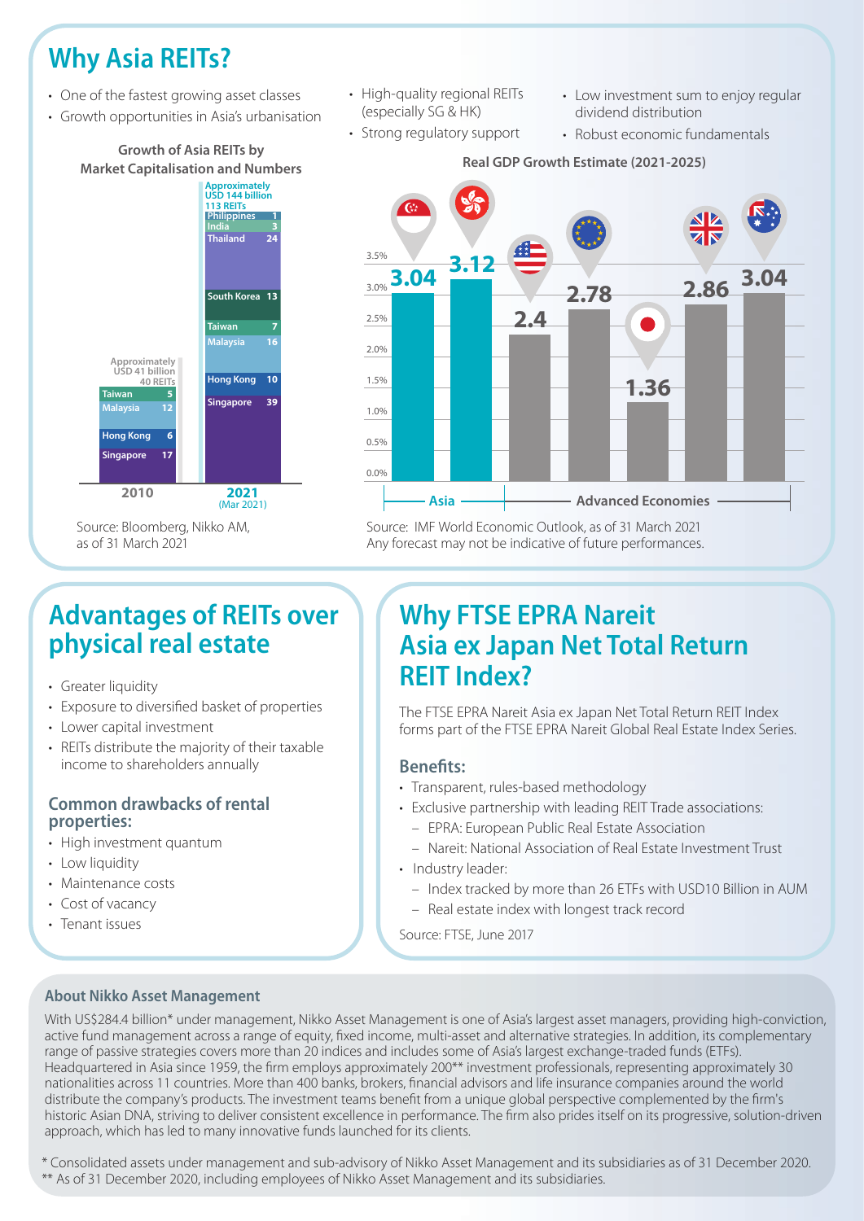# Why Asia REITs?

- One of the fastest growing asset classes
- Growth opportunities in Asia's urbanisation
- High-quality regional REITs (especially SG & HK)
- Strong regulatory support
- Low investment sum to enjoy regular dividend distribution
- Robust economic fundamentals

**Growth of Asia REITs by Market Capitalisation and Numbers**

| | 2010 | 2021 (Mar 2021) |
|---|---|---|
| Total | Approximately USD 41 billion, 40 REITs | Approximately USD 144 billion, 113 REITs |
| Philippines | | 1 |
| India | | 3 |
| Thailand | | 24 |
| South Korea | | 13 |
| Taiwan | 5 | 7 |
| Malaysia | 12 | 16 |
| Hong Kong | 6 | 10 |
| Singapore | 17 | 39 |

Source: Bloomberg, Nikko AM, as of 31 March 2021

**Real GDP Growth Estimate (2021-2025)**

| | Country/Region | Real GDP Growth Estimate (%) |
|---|---|---|
| Asia | Singapore | 3.04 |
| Asia | Hong Kong | 3.12 |
| Advanced Economies | United States | 2.4 |
| Advanced Economies | European Union | 2.78 |
| Advanced Economies | Japan | 1.36 |
| Advanced Economies | United Kingdom | 2.86 |
| Advanced Economies | Australia | 3.04 |

Source: IMF World Economic Outlook, as of 31 March 2021
Any forecast may not be indicative of future performances.

## Advantages of REITs over physical real estate

- Greater liquidity
- Exposure to diversified basket of properties
- Lower capital investment
- REITs distribute the majority of their taxable income to shareholders annually

### Common drawbacks of rental properties:

- High investment quantum
- Low liquidity
- Maintenance costs
- Cost of vacancy
- Tenant issues

## Why FTSE EPRA Nareit Asia ex Japan Net Total Return REIT Index?

The FTSE EPRA Nareit Asia ex Japan Net Total Return REIT Index forms part of the FTSE EPRA Nareit Global Real Estate Index Series.

### Benefits:

- Transparent, rules-based methodology
- Exclusive partnership with leading REIT Trade associations:
  - EPRA: European Public Real Estate Association
  - Nareit: National Association of Real Estate Investment Trust
- Industry leader:
  - Index tracked by more than 26 ETFs with USD10 Billion in AUM
  - Real estate index with longest track record

Source: FTSE, June 2017

### About Nikko Asset Management

With US$284.4 billion* under management, Nikko Asset Management is one of Asia's largest asset managers, providing high-conviction, active fund management across a range of equity, fixed income, multi-asset and alternative strategies. In addition, its complementary range of passive strategies covers more than 20 indices and includes some of Asia's largest exchange-traded funds (ETFs). Headquartered in Asia since 1959, the firm employs approximately 200** investment professionals, representing approximately 30 nationalities across 11 countries. More than 400 banks, brokers, financial advisors and life insurance companies around the world distribute the company's products. The investment teams benefit from a unique global perspective complemented by the firm's historic Asian DNA, striving to deliver consistent excellence in performance. The firm also prides itself on its progressive, solution-driven approach, which has led to many innovative funds launched for its clients.

\* Consolidated assets under management and sub-advisory of Nikko Asset Management and its subsidiaries as of 31 December 2020.
\** As of 31 December 2020, including employees of Nikko Asset Management and its subsidiaries.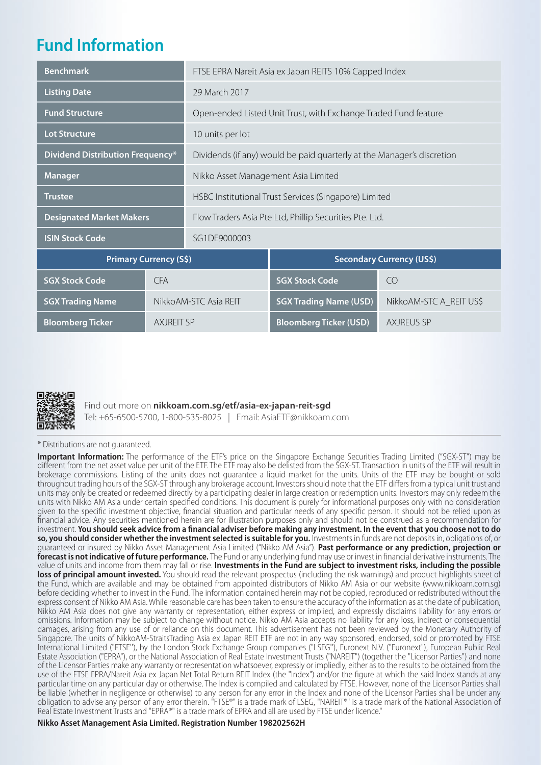# Fund Information

| | |
|---|---|
| **Benchmark** | FTSE EPRA Nareit Asia ex Japan REITS 10% Capped Index |
| **Listing Date** | 29 March 2017 |
| **Fund Structure** | Open-ended Listed Unit Trust, with Exchange Traded Fund feature |
| **Lot Structure** | 10 units per lot |
| **Dividend Distribution Frequency*** | Dividends (if any) would be paid quarterly at the Manager's discretion |
| **Manager** | Nikko Asset Management Asia Limited |
| **Trustee** | HSBC Institutional Trust Services (Singapore) Limited |
| **Designated Market Makers** | Flow Traders Asia Pte Ltd, Phillip Securities Pte. Ltd. |
| **ISIN Stock Code** | SG1DE9000003 |

| Primary Currency (S$) | | Secondary Currency (US$) | |
|---|---|---|---|
| **SGX Stock Code** | CFA | **SGX Stock Code** | COI |
| **SGX Trading Name** | NikkoAM-STC Asia REIT | **SGX Trading Name (USD)** | NikkoAM-STC A_REIT US$ |
| **Bloomberg Ticker** | AXJREIT SP | **Bloomberg Ticker (USD)** | AXJREUS SP |

Find out more on **nikkoam.com.sg/etf/asia-ex-japan-reit-sgd**
Tel: +65-6500-5700, 1-800-535-8025 | Email: AsiaETF@nikkoam.com

* Distributions are not guaranteed.

**Important Information:** The performance of the ETF's price on the Singapore Exchange Securities Trading Limited ("SGX-ST") may be different from the net asset value per unit of the ETF. The ETF may also be delisted from the SGX-ST. Transaction in units of the ETF will result in brokerage commissions. Listing of the units does not guarantee a liquid market for the units. Units of the ETF may be bought or sold throughout trading hours of the SGX-ST through any brokerage account. Investors should note that the ETF differs from a typical unit trust and units may only be created or redeemed directly by a participating dealer in large creation or redemption units. Investors may only redeem the units with Nikko AM Asia under certain specified conditions. This document is purely for informational purposes only with no consideration given to the specific investment objective, financial situation and particular needs of any specific person. It should not be relied upon as financial advice. Any securities mentioned herein are for illustration purposes only and should not be construed as a recommendation for investment. **You should seek advice from a financial adviser before making any investment. In the event that you choose not to do so, you should consider whether the investment selected is suitable for you.** Investments in funds are not deposits in, obligations of, or guaranteed or insured by Nikko Asset Management Asia Limited ("Nikko AM Asia"). **Past performance or any prediction, projection or forecast is not indicative of future performance.** The Fund or any underlying fund may use or invest in financial derivative instruments. The value of units and income from them may fall or rise. **Investments in the Fund are subject to investment risks, including the possible loss of principal amount invested.** You should read the relevant prospectus (including the risk warnings) and product highlights sheet of the Fund, which are available and may be obtained from appointed distributors of Nikko AM Asia or our website (www.nikkoam.com.sg) before deciding whether to invest in the Fund. The information contained herein may not be copied, reproduced or redistributed without the express consent of Nikko AM Asia. While reasonable care has been taken to ensure the accuracy of the information as at the date of publication, Nikko AM Asia does not give any warranty or representation, either express or implied, and expressly disclaims liability for any errors or omissions. Information may be subject to change without notice. Nikko AM Asia accepts no liability for any loss, indirect or consequential damages, arising from any use of or reliance on this document. This advertisement has not been reviewed by the Monetary Authority of Singapore. The units of NikkoAM-StraitsTrading Asia ex Japan REIT ETF are not in any way sponsored, endorsed, sold or promoted by FTSE International Limited ("FTSE"), by the London Stock Exchange Group companies ("LSEG"), Euronext N.V. ("Euronext"), European Public Real Estate Association ("EPRA"), or the National Association of Real Estate Investment Trusts ("NAREIT") (together the "Licensor Parties") and none of the Licensor Parties make any warranty or representation whatsoever, expressly or impliedly, either as to the results to be obtained from the use of the FTSE EPRA/Nareit Asia ex Japan Net Total Return REIT Index (the "Index") and/or the figure at which the said Index stands at any particular time on any particular day or otherwise. The Index is compiled and calculated by FTSE. However, none of the Licensor Parties shall be liable (whether in negligence or otherwise) to any person for any error in the Index and none of the Licensor Parties shall be under any obligation to advise any person of any error therein. "FTSE®" is a trade mark of LSEG, "NAREIT®" is a trade mark of the National Association of Real Estate Investment Trusts and "EPRA®" is a trade mark of EPRA and all are used by FTSE under licence."

**Nikko Asset Management Asia Limited. Registration Number 198202562H**